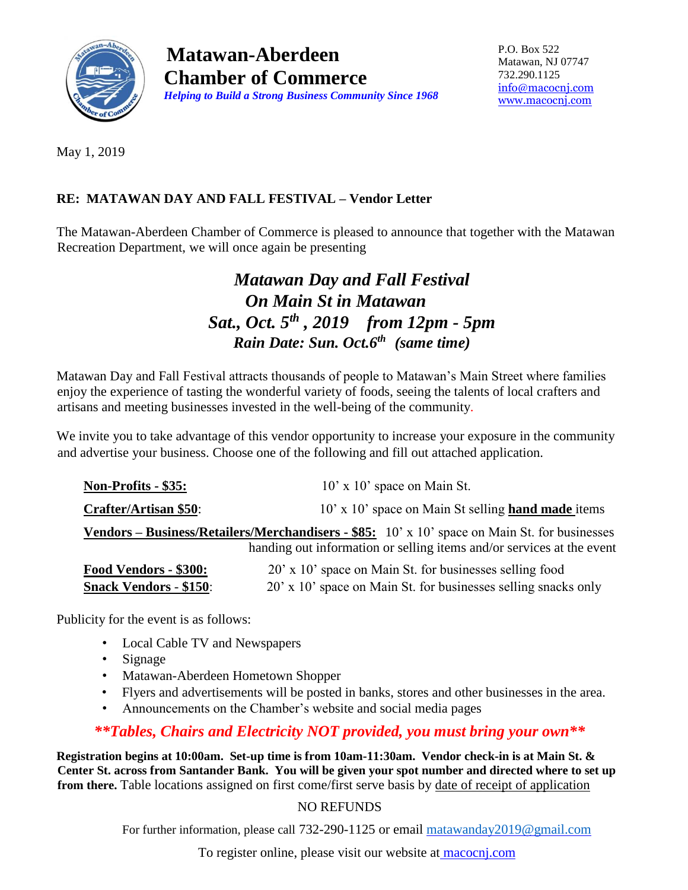# Matawan-Aberdeen Chamber of Commerce

***Helping to Build a Strong Business Community Since 1968***

P.O. Box 522
Matawan, NJ 07747
732.290.1125
info@macocnj.com
www.macocnj.com

May 1, 2019

**RE: MATAWAN DAY AND FALL FESTIVAL – Vendor Letter**

The Matawan-Aberdeen Chamber of Commerce is pleased to announce that together with the Matawan Recreation Department, we will once again be presenting

***Matawan Day and Fall Festival***
***On Main St in Matawan***
***Sat., Oct. 5th , 2019 from 12pm - 5pm***
***Rain Date: Sun. Oct.6th (same time)***

Matawan Day and Fall Festival attracts thousands of people to Matawan's Main Street where families enjoy the experience of tasting the wonderful variety of foods, seeing the talents of local crafters and artisans and meeting businesses invested in the well-being of the community.

We invite you to take advantage of this vendor opportunity to increase your exposure in the community and advertise your business. Choose one of the following and fill out attached application.

**Non-Profits - $35:** 10' x 10' space on Main St.

**Crafter/Artisan $50**: 10' x 10' space on Main St selling **hand made** items

**Vendors – Business/Retailers/Merchandisers - $85:** 10' x 10' space on Main St. for businesses handing out information or selling items and/or services at the event

**Food Vendors - $300:** 20' x 10' space on Main St. for businesses selling food

**Snack Vendors - $150**: 20' x 10' space on Main St. for businesses selling snacks only

Publicity for the event is as follows:

- Local Cable TV and Newspapers
- Signage
- Matawan-Aberdeen Hometown Shopper
- Flyers and advertisements will be posted in banks, stores and other businesses in the area.
- Announcements on the Chamber's website and social media pages

***\*\*Tables, Chairs and Electricity NOT provided, you must bring your own\*\****

**Registration begins at 10:00am. Set-up time is from 10am-11:30am. Vendor check-in is at Main St. & Center St. across from Santander Bank. You will be given your spot number and directed where to set up from there.** Table locations assigned on first come/first serve basis by date of receipt of application

NO REFUNDS

For further information, please call 732-290-1125 or email matawanday2019@gmail.com

To register online, please visit our website at macocnj.com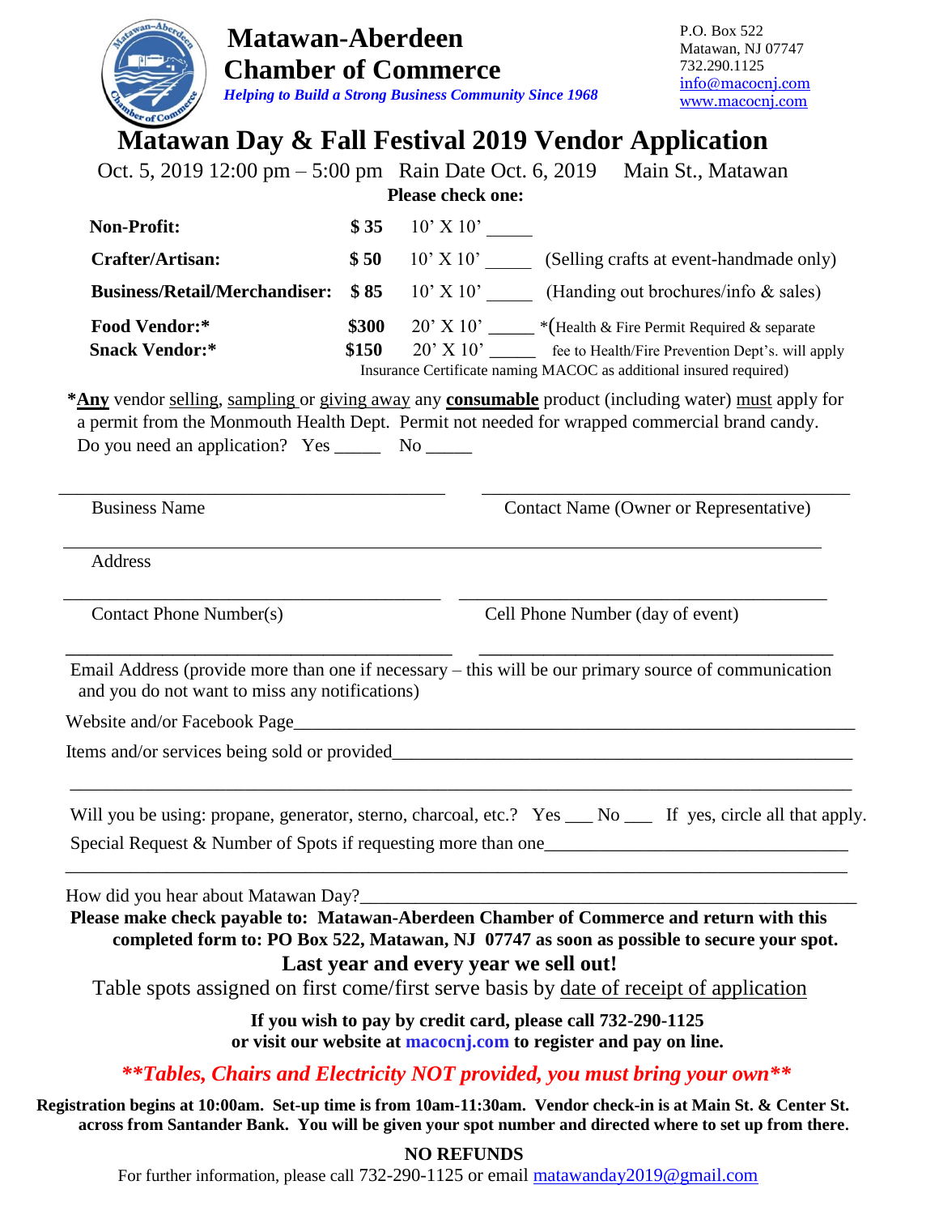# Matawan-Aberdeen Chamber of Commerce

***Helping to Build a Strong Business Community Since 1968***

P.O. Box 522
Matawan, NJ 07747
732.290.1125
info@macocnj.com
www.macocnj.com

# Matawan Day & Fall Festival 2019 Vendor Application

Oct. 5, 2019 12:00 pm – 5:00 pm Rain Date Oct. 6, 2019 Main St., Matawan

**Please check one:**

| | | | |
|---|---|---|---|
| **Non-Profit:** | **$ 35** | 10' X 10' _____ | |
| **Crafter/Artisan:** | **$ 50** | 10' X 10' _____ | (Selling crafts at event-handmade only) |
| **Business/Retail/Merchandiser:** | **$ 85** | 10' X 10' _____ | (Handing out brochures/info & sales) |
| **Food Vendor:*** | **$300** | 20' X 10' _____ | *(Health & Fire Permit Required & separate |
| **Snack Vendor:*** | **$150** | 20' X 10' _____ | fee to Health/Fire Prevention Dept's. will apply |

Insurance Certificate naming MACOC as additional insured required)

***Any** vendor selling, sampling or giving away any **consumable** product (including water) must apply for a permit from the Monmouth Health Dept. Permit not needed for wrapped commercial brand candy. Do you need an application? Yes _____ No _____

_______________________________________ _______________________________________

Business Name Contact Name (Owner or Representative)

_______________________________________________________________________________

Address

_______________________________________ _______________________________________

Contact Phone Number(s) Cell Phone Number (day of event)

_______________________________________ _______________________________________

Email Address (provide more than one if necessary – this will be our primary source of communication and you do not want to miss any notifications)

Website and/or Facebook Page_______________________________________________________

Items and/or services being sold or provided___________________________________________

_______________________________________________________________________________

Will you be using: propane, generator, sterno, charcoal, etc.? Yes ___ No ___ If yes, circle all that apply.

Special Request & Number of Spots if requesting more than one_____________________________

_______________________________________________________________________________

How did you hear about Matawan Day?_______________________________________________

**Please make check payable to: Matawan-Aberdeen Chamber of Commerce and return with this completed form to: PO Box 522, Matawan, NJ 07747 as soon as possible to secure your spot.**

**Last year and every year we sell out!**

Table spots assigned on first come/first serve basis by date of receipt of application

**If you wish to pay by credit card, please call 732-290-1125 or visit our website at macocnj.com to register and pay on line.**

***\*\*Tables, Chairs and Electricity NOT provided, you must bring your own\*\****

**Registration begins at 10:00am. Set-up time is from 10am-11:30am. Vendor check-in is at Main St. & Center St. across from Santander Bank. You will be given your spot number and directed where to set up from there.**

**NO REFUNDS**

For further information, please call 732-290-1125 or email matawanday2019@gmail.com